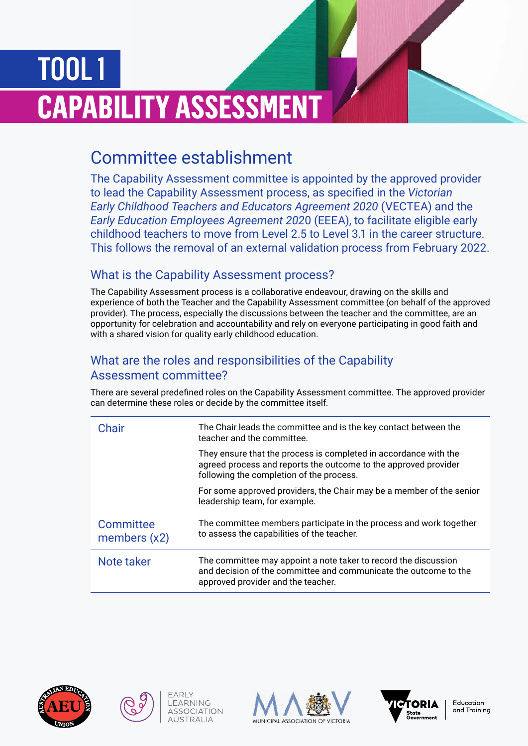# TOOL 1

# CAPABILITY ASSESSMENT

## Committee establishment

The Capability Assessment committee is appointed by the approved provider to lead the Capability Assessment process, as specified in the *Victorian Early Childhood Teachers and Educators Agreement 2020* (VECTEA) and the *Early Education Employees Agreement 2020* (EEEA), to facilitate eligible early childhood teachers to move from Level 2.5 to Level 3.1 in the career structure. This follows the removal of an external validation process from February 2022.

### What is the Capability Assessment process?

The Capability Assessment process is a collaborative endeavour, drawing on the skills and experience of both the Teacher and the Capability Assessment committee (on behalf of the approved provider). The process, especially the discussions between the teacher and the committee, are an opportunity for celebration and accountability and rely on everyone participating in good faith and with a shared vision for quality early childhood education.

### What are the roles and responsibilities of the Capability Assessment committee?

There are several predefined roles on the Capability Assessment committee. The approved provider can determine these roles or decide by the committee itself.

| Role | Responsibilities |
|---|---|
| Chair | The Chair leads the committee and is the key contact between the teacher and the committee.<br><br>They ensure that the process is completed in accordance with the agreed process and reports the outcome to the approved provider following the completion of the process.<br><br>For some approved providers, the Chair may be a member of the senior leadership team, for example. |
| Committee members (x2) | The committee members participate in the process and work together to assess the capabilities of the teacher. |
| Note taker | The committee may appoint a note taker to record the discussion and decision of the committee and communicate the outcome to the approved provider and the teacher. |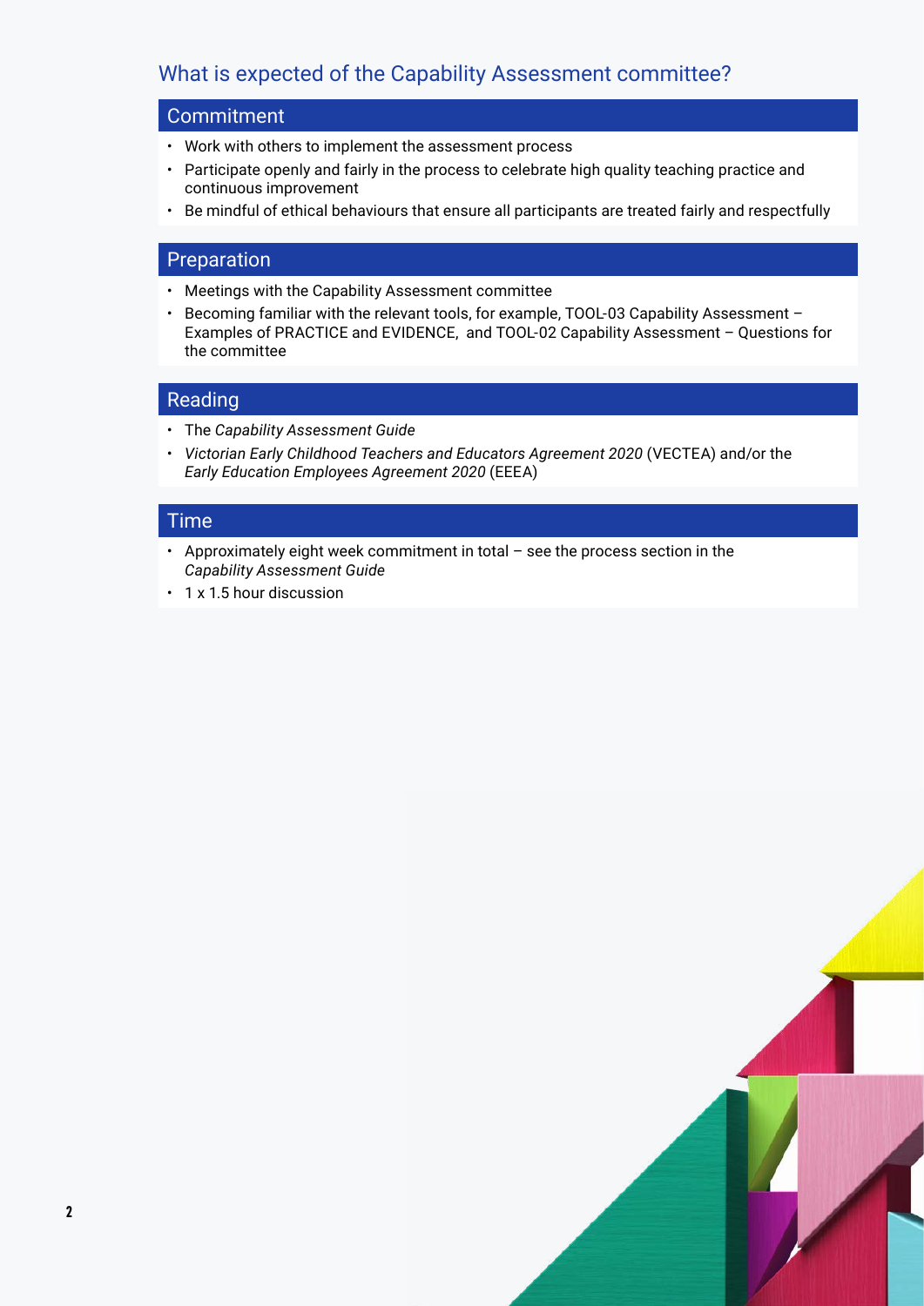## What is expected of the Capability Assessment committee?

### Commitment

- Work with others to implement the assessment process
- Participate openly and fairly in the process to celebrate high quality teaching practice and continuous improvement
- Be mindful of ethical behaviours that ensure all participants are treated fairly and respectfully

### Preparation

- Meetings with the Capability Assessment committee
- Becoming familiar with the relevant tools, for example, TOOL-03 Capability Assessment – Examples of PRACTICE and EVIDENCE, and TOOL-02 Capability Assessment – Questions for the committee

### Reading

- The *Capability Assessment Guide*
- *Victorian Early Childhood Teachers and Educators Agreement 2020* (VECTEA) and/or the *Early Education Employees Agreement 2020* (EEEA)

### Time

- Approximately eight week commitment in total – see the process section in the *Capability Assessment Guide*
- 1 x 1.5 hour discussion